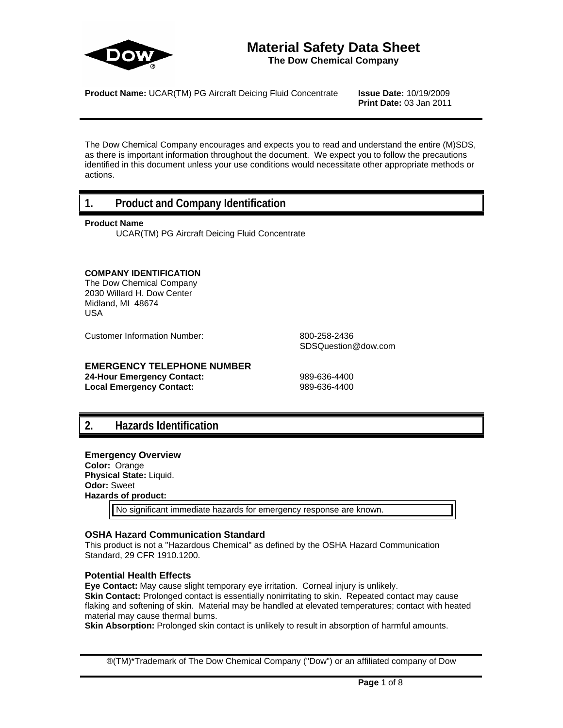# Material Safety Data Sheet

**The Dow Chemical Company**

**Product Name:** UCAR(TM) PG Aircraft Deicing Fluid Concentrate

**Issue Date:** 10/19/2009
**Print Date:** 03 Jan 2011

The Dow Chemical Company encourages and expects you to read and understand the entire (M)SDS, as there is important information throughout the document. We expect you to follow the precautions identified in this document unless your use conditions would necessitate other appropriate methods or actions.

## 1. Product and Company Identification

**Product Name**
UCAR(TM) PG Aircraft Deicing Fluid Concentrate

**COMPANY IDENTIFICATION**
The Dow Chemical Company
2030 Willard H. Dow Center
Midland, MI 48674
USA

Customer Information Number: 800-258-2436
SDSQuestion@dow.com

**EMERGENCY TELEPHONE NUMBER**
**24-Hour Emergency Contact:** 989-636-4400
**Local Emergency Contact:** 989-636-4400

## 2. Hazards Identification

### Emergency Overview

**Color:** Orange
**Physical State:** Liquid.
**Odor:** Sweet
**Hazards of product:**

No significant immediate hazards for emergency response are known.

### OSHA Hazard Communication Standard

This product is not a "Hazardous Chemical" as defined by the OSHA Hazard Communication Standard, 29 CFR 1910.1200.

### Potential Health Effects

**Eye Contact:** May cause slight temporary eye irritation. Corneal injury is unlikely.
**Skin Contact:** Prolonged contact is essentially nonirritating to skin. Repeated contact may cause flaking and softening of skin. Material may be handled at elevated temperatures; contact with heated material may cause thermal burns.
**Skin Absorption:** Prolonged skin contact is unlikely to result in absorption of harmful amounts.

®(TM)*Trademark of The Dow Chemical Company ("Dow") or an affiliated company of Dow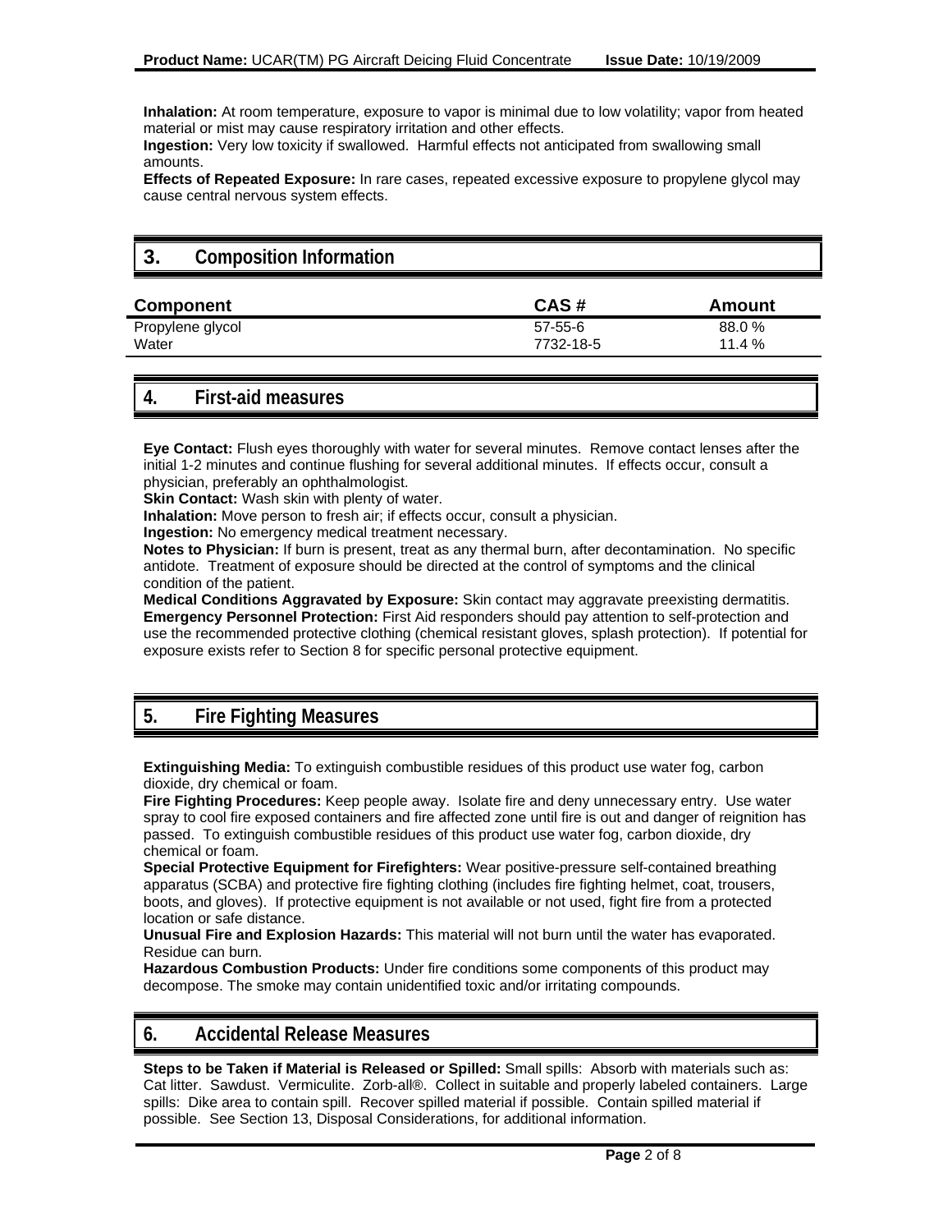**Inhalation:** At room temperature, exposure to vapor is minimal due to low volatility; vapor from heated material or mist may cause respiratory irritation and other effects.
**Ingestion:** Very low toxicity if swallowed. Harmful effects not anticipated from swallowing small amounts.
**Effects of Repeated Exposure:** In rare cases, repeated excessive exposure to propylene glycol may cause central nervous system effects.

## 3. Composition Information

| Component | CAS # | Amount |
|---|---|---|
| Propylene glycol | 57-55-6 | 88.0 % |
| Water | 7732-18-5 | 11.4 % |

## 4. First-aid measures

**Eye Contact:** Flush eyes thoroughly with water for several minutes. Remove contact lenses after the initial 1-2 minutes and continue flushing for several additional minutes. If effects occur, consult a physician, preferably an ophthalmologist.
**Skin Contact:** Wash skin with plenty of water.
**Inhalation:** Move person to fresh air; if effects occur, consult a physician.
**Ingestion:** No emergency medical treatment necessary.
**Notes to Physician:** If burn is present, treat as any thermal burn, after decontamination. No specific antidote. Treatment of exposure should be directed at the control of symptoms and the clinical condition of the patient.
**Medical Conditions Aggravated by Exposure:** Skin contact may aggravate preexisting dermatitis.
**Emergency Personnel Protection:** First Aid responders should pay attention to self-protection and use the recommended protective clothing (chemical resistant gloves, splash protection). If potential for exposure exists refer to Section 8 for specific personal protective equipment.

## 5. Fire Fighting Measures

**Extinguishing Media:** To extinguish combustible residues of this product use water fog, carbon dioxide, dry chemical or foam.
**Fire Fighting Procedures:** Keep people away. Isolate fire and deny unnecessary entry. Use water spray to cool fire exposed containers and fire affected zone until fire is out and danger of reignition has passed. To extinguish combustible residues of this product use water fog, carbon dioxide, dry chemical or foam.
**Special Protective Equipment for Firefighters:** Wear positive-pressure self-contained breathing apparatus (SCBA) and protective fire fighting clothing (includes fire fighting helmet, coat, trousers, boots, and gloves). If protective equipment is not available or not used, fight fire from a protected location or safe distance.
**Unusual Fire and Explosion Hazards:** This material will not burn until the water has evaporated. Residue can burn.
**Hazardous Combustion Products:** Under fire conditions some components of this product may decompose. The smoke may contain unidentified toxic and/or irritating compounds.

## 6. Accidental Release Measures

**Steps to be Taken if Material is Released or Spilled:** Small spills: Absorb with materials such as: Cat litter. Sawdust. Vermiculite. Zorb-all®. Collect in suitable and properly labeled containers. Large spills: Dike area to contain spill. Recover spilled material if possible. Contain spilled material if possible. See Section 13, Disposal Considerations, for additional information.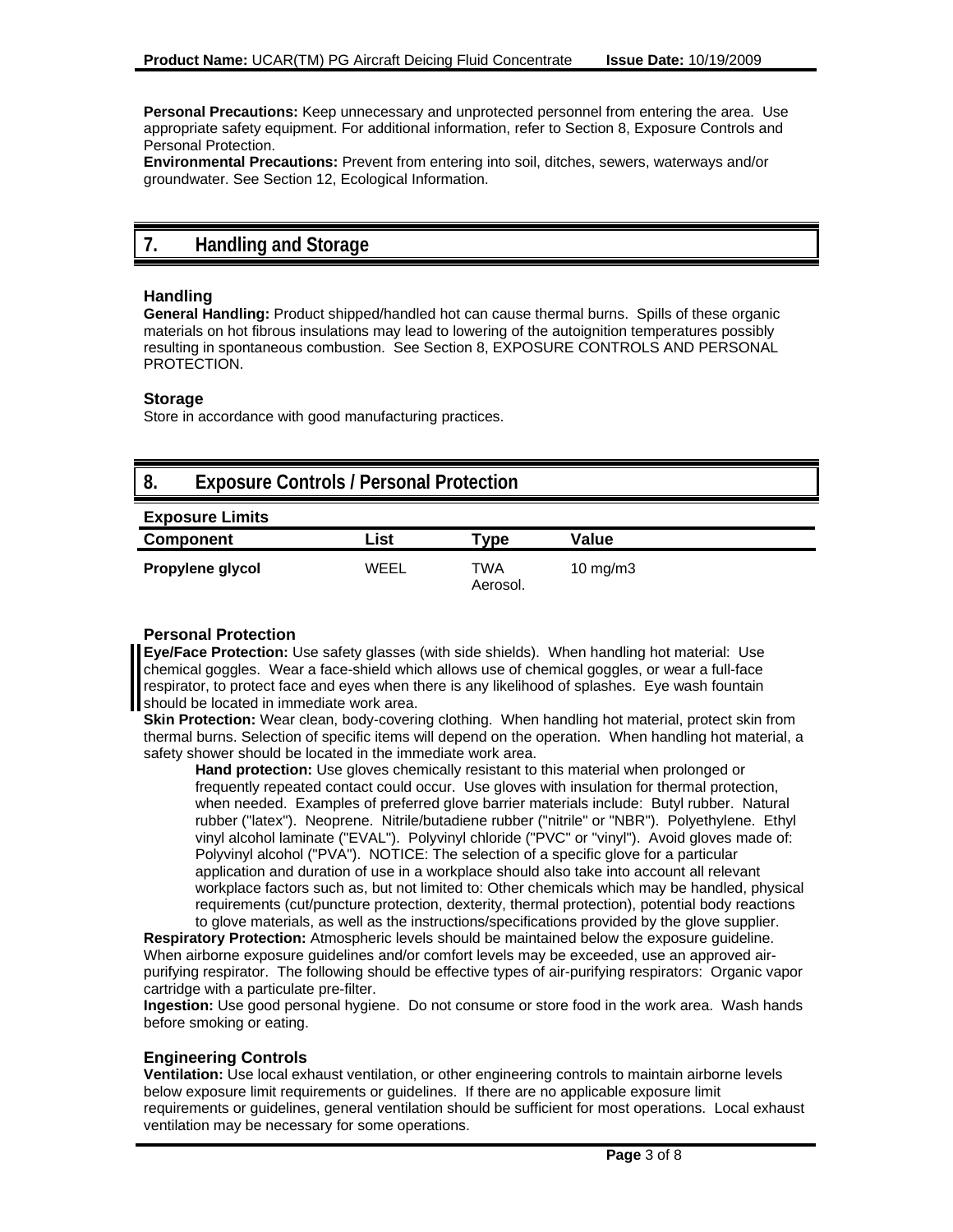**Personal Precautions:** Keep unnecessary and unprotected personnel from entering the area. Use appropriate safety equipment. For additional information, refer to Section 8, Exposure Controls and Personal Protection.
**Environmental Precautions:** Prevent from entering into soil, ditches, sewers, waterways and/or groundwater. See Section 12, Ecological Information.

## 7. Handling and Storage

### Handling

**General Handling:** Product shipped/handled hot can cause thermal burns. Spills of these organic materials on hot fibrous insulations may lead to lowering of the autoignition temperatures possibly resulting in spontaneous combustion. See Section 8, EXPOSURE CONTROLS AND PERSONAL PROTECTION.

### Storage

Store in accordance with good manufacturing practices.

## 8. Exposure Controls / Personal Protection

### Exposure Limits

| Component | List | Type | Value |
|---|---|---|---|
| **Propylene glycol** | WEEL | TWA Aerosol. | 10 mg/m3 |

### Personal Protection

**Eye/Face Protection:** Use safety glasses (with side shields). When handling hot material: Use chemical goggles. Wear a face-shield which allows use of chemical goggles, or wear a full-face respirator, to protect face and eyes when there is any likelihood of splashes. Eye wash fountain should be located in immediate work area.
**Skin Protection:** Wear clean, body-covering clothing. When handling hot material, protect skin from thermal burns. Selection of specific items will depend on the operation. When handling hot material, a safety shower should be located in the immediate work area.

**Hand protection:** Use gloves chemically resistant to this material when prolonged or frequently repeated contact could occur. Use gloves with insulation for thermal protection, when needed. Examples of preferred glove barrier materials include: Butyl rubber. Natural rubber ("latex"). Neoprene. Nitrile/butadiene rubber ("nitrile" or "NBR"). Polyethylene. Ethyl vinyl alcohol laminate ("EVAL"). Polyvinyl chloride ("PVC" or "vinyl"). Avoid gloves made of: Polyvinyl alcohol ("PVA"). NOTICE: The selection of a specific glove for a particular application and duration of use in a workplace should also take into account all relevant workplace factors such as, but not limited to: Other chemicals which may be handled, physical requirements (cut/puncture protection, dexterity, thermal protection), potential body reactions to glove materials, as well as the instructions/specifications provided by the glove supplier.

**Respiratory Protection:** Atmospheric levels should be maintained below the exposure guideline. When airborne exposure guidelines and/or comfort levels may be exceeded, use an approved air-purifying respirator. The following should be effective types of air-purifying respirators: Organic vapor cartridge with a particulate pre-filter.
**Ingestion:** Use good personal hygiene. Do not consume or store food in the work area. Wash hands before smoking or eating.

### Engineering Controls

**Ventilation:** Use local exhaust ventilation, or other engineering controls to maintain airborne levels below exposure limit requirements or guidelines. If there are no applicable exposure limit requirements or guidelines, general ventilation should be sufficient for most operations. Local exhaust ventilation may be necessary for some operations.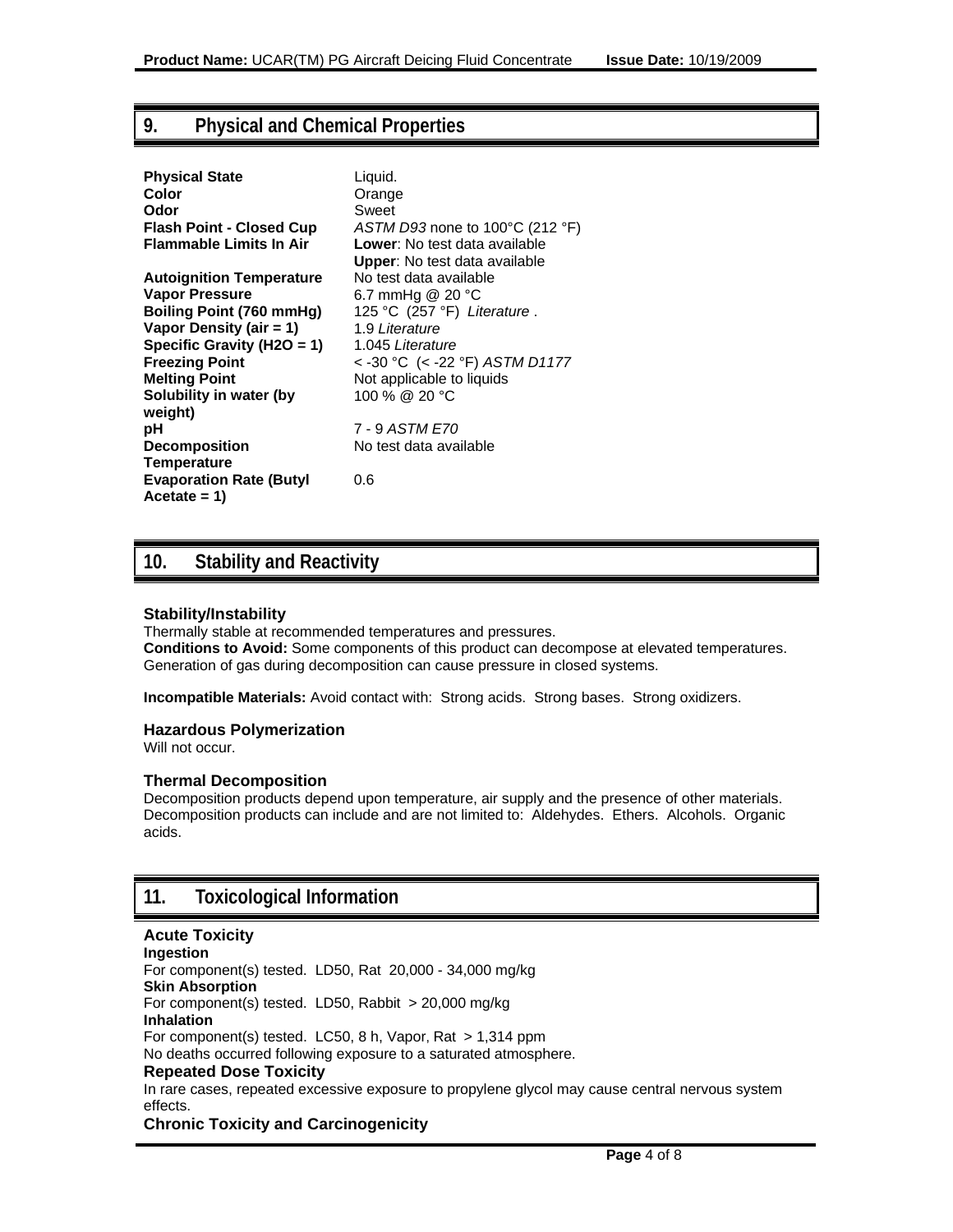## 9. Physical and Chemical Properties

| | |
|---|---|
| **Physical State** | Liquid. |
| **Color** | Orange |
| **Odor** | Sweet |
| **Flash Point - Closed Cup** | *ASTM D93* none to 100°C (212 °F) |
| **Flammable Limits In Air** | **Lower**: No test data available<br>**Upper**: No test data available |
| **Autoignition Temperature** | No test data available |
| **Vapor Pressure** | 6.7 mmHg @ 20 °C |
| **Boiling Point (760 mmHg)** | 125 °C (257 °F) *Literature* . |
| **Vapor Density (air = 1)** | 1.9 *Literature* |
| **Specific Gravity (H2O = 1)** | 1.045 *Literature* |
| **Freezing Point** | < -30 °C (< -22 °F) *ASTM D1177* |
| **Melting Point** | Not applicable to liquids |
| **Solubility in water (by weight)** | 100 % @ 20 °C |
| **pH** | 7 - 9 *ASTM E70* |
| **Decomposition Temperature** | No test data available |
| **Evaporation Rate (Butyl Acetate = 1)** | 0.6 |

## 10. Stability and Reactivity

### Stability/Instability

Thermally stable at recommended temperatures and pressures.
**Conditions to Avoid:** Some components of this product can decompose at elevated temperatures. Generation of gas during decomposition can cause pressure in closed systems.

**Incompatible Materials:** Avoid contact with: Strong acids. Strong bases. Strong oxidizers.

### Hazardous Polymerization

Will not occur.

### Thermal Decomposition

Decomposition products depend upon temperature, air supply and the presence of other materials. Decomposition products can include and are not limited to: Aldehydes. Ethers. Alcohols. Organic acids.

## 11. Toxicological Information

### Acute Toxicity

**Ingestion**
For component(s) tested. LD50, Rat 20,000 - 34,000 mg/kg
**Skin Absorption**
For component(s) tested. LD50, Rabbit > 20,000 mg/kg
**Inhalation**
For component(s) tested. LC50, 8 h, Vapor, Rat > 1,314 ppm
No deaths occurred following exposure to a saturated atmosphere.

### Repeated Dose Toxicity

In rare cases, repeated excessive exposure to propylene glycol may cause central nervous system effects.

### Chronic Toxicity and Carcinogenicity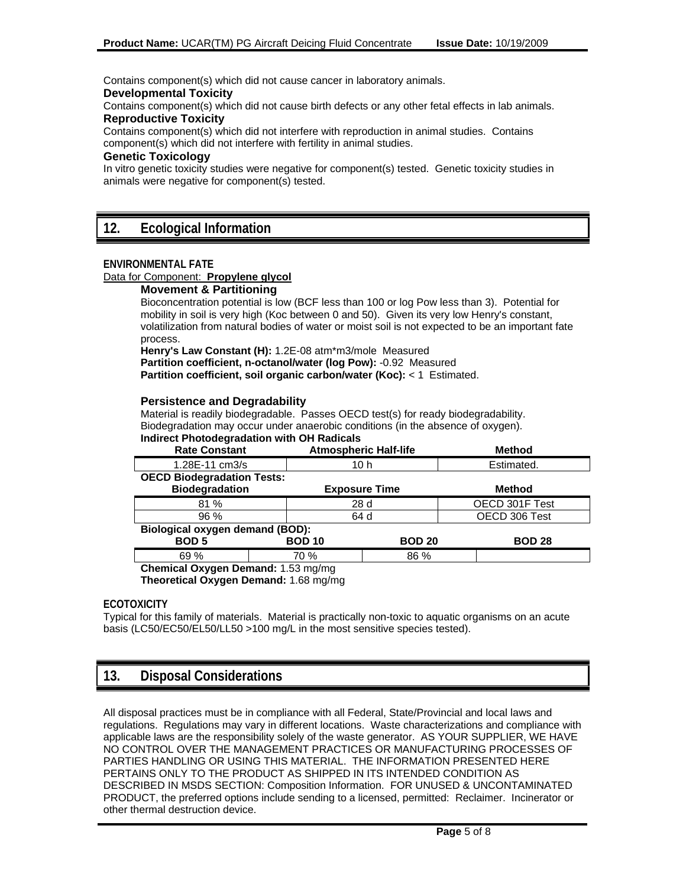Contains component(s) which did not cause cancer in laboratory animals.

**Developmental Toxicity**

Contains component(s) which did not cause birth defects or any other fetal effects in lab animals.

**Reproductive Toxicity**

Contains component(s) which did not interfere with reproduction in animal studies. Contains component(s) which did not interfere with fertility in animal studies.

**Genetic Toxicology**

In vitro genetic toxicity studies were negative for component(s) tested. Genetic toxicity studies in animals were negative for component(s) tested.

## 12. Ecological Information

**ENVIRONMENTAL FATE**

Data for Component: **Propylene glycol**

**Movement & Partitioning**

Bioconcentration potential is low (BCF less than 100 or log Pow less than 3). Potential for mobility in soil is very high (Koc between 0 and 50). Given its very low Henry's constant, volatilization from natural bodies of water or moist soil is not expected to be an important fate process.

**Henry's Law Constant (H):** 1.2E-08 atm*m3/mole Measured

**Partition coefficient, n-octanol/water (log Pow):** -0.92 Measured

**Partition coefficient, soil organic carbon/water (Koc):** < 1 Estimated.

**Persistence and Degradability**

Material is readily biodegradable. Passes OECD test(s) for ready biodegradability. Biodegradation may occur under anaerobic conditions (in the absence of oxygen).

**Indirect Photodegradation with OH Radicals**

| Rate Constant | Atmospheric Half-life | Method |
|---|---|---|
| 1.28E-11 cm3/s | 10 h | Estimated. |

**OECD Biodegradation Tests:**

| Biodegradation | Exposure Time | Method |
|---|---|---|
| 81 % | 28 d | OECD 301F Test |
| 96 % | 64 d | OECD 306 Test |

**Biological oxygen demand (BOD):**

| BOD 5 | BOD 10 | BOD 20 | BOD 28 |
|---|---|---|---|
| 69 % | 70 % | 86 % | |

**Chemical Oxygen Demand:** 1.53 mg/mg

**Theoretical Oxygen Demand:** 1.68 mg/mg

**ECOTOXICITY**

Typical for this family of materials. Material is practically non-toxic to aquatic organisms on an acute basis (LC50/EC50/EL50/LL50 >100 mg/L in the most sensitive species tested).

## 13. Disposal Considerations

All disposal practices must be in compliance with all Federal, State/Provincial and local laws and regulations. Regulations may vary in different locations. Waste characterizations and compliance with applicable laws are the responsibility solely of the waste generator. AS YOUR SUPPLIER, WE HAVE NO CONTROL OVER THE MANAGEMENT PRACTICES OR MANUFACTURING PROCESSES OF PARTIES HANDLING OR USING THIS MATERIAL. THE INFORMATION PRESENTED HERE PERTAINS ONLY TO THE PRODUCT AS SHIPPED IN ITS INTENDED CONDITION AS DESCRIBED IN MSDS SECTION: Composition Information. FOR UNUSED & UNCONTAMINATED PRODUCT, the preferred options include sending to a licensed, permitted: Reclaimer. Incinerator or other thermal destruction device.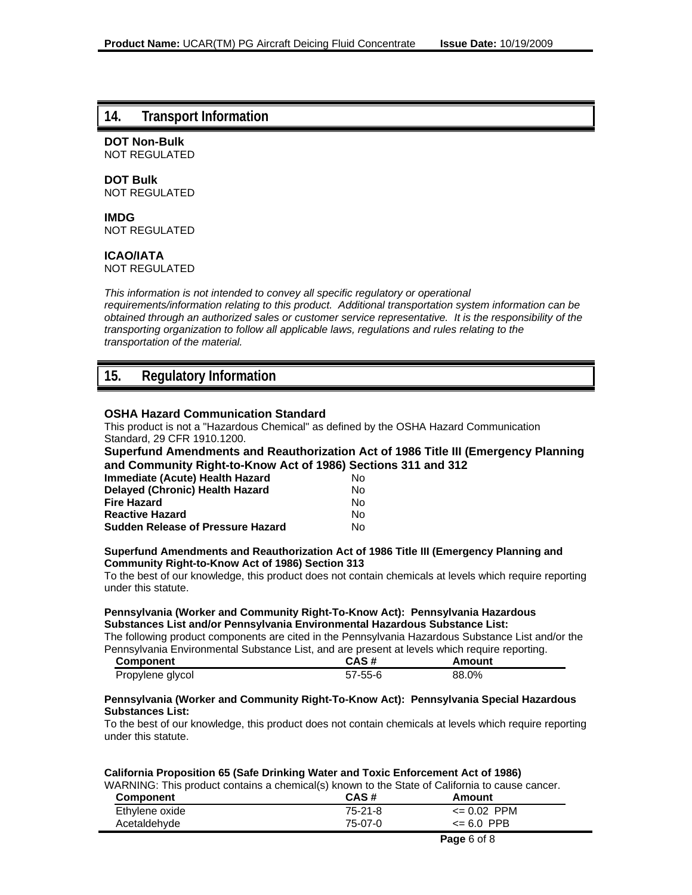## 14. Transport Information

**DOT Non-Bulk**
NOT REGULATED

**DOT Bulk**
NOT REGULATED

**IMDG**
NOT REGULATED

**ICAO/IATA**
NOT REGULATED

*This information is not intended to convey all specific regulatory or operational requirements/information relating to this product. Additional transportation system information can be obtained through an authorized sales or customer service representative. It is the responsibility of the transporting organization to follow all applicable laws, regulations and rules relating to the transportation of the material.*

## 15. Regulatory Information

**OSHA Hazard Communication Standard**
This product is not a "Hazardous Chemical" as defined by the OSHA Hazard Communication Standard, 29 CFR 1910.1200.

**Superfund Amendments and Reauthorization Act of 1986 Title III (Emergency Planning and Community Right-to-Know Act of 1986) Sections 311 and 312**

| | |
|---|---|
| **Immediate (Acute) Health Hazard** | No |
| **Delayed (Chronic) Health Hazard** | No |
| **Fire Hazard** | No |
| **Reactive Hazard** | No |
| **Sudden Release of Pressure Hazard** | No |

**Superfund Amendments and Reauthorization Act of 1986 Title III (Emergency Planning and Community Right-to-Know Act of 1986) Section 313**
To the best of our knowledge, this product does not contain chemicals at levels which require reporting under this statute.

**Pennsylvania (Worker and Community Right-To-Know Act): Pennsylvania Hazardous Substances List and/or Pennsylvania Environmental Hazardous Substance List:**
The following product components are cited in the Pennsylvania Hazardous Substance List and/or the Pennsylvania Environmental Substance List, and are present at levels which require reporting.

| Component | CAS # | Amount |
|---|---|---|
| Propylene glycol | 57-55-6 | 88.0% |

**Pennsylvania (Worker and Community Right-To-Know Act): Pennsylvania Special Hazardous Substances List:**
To the best of our knowledge, this product does not contain chemicals at levels which require reporting under this statute.

**California Proposition 65 (Safe Drinking Water and Toxic Enforcement Act of 1986)**
WARNING: This product contains a chemical(s) known to the State of California to cause cancer.

| Component | CAS # | Amount |
|---|---|---|
| Ethylene oxide | 75-21-8 | <= 0.02 PPM |
| Acetaldehyde | 75-07-0 | <= 6.0 PPB |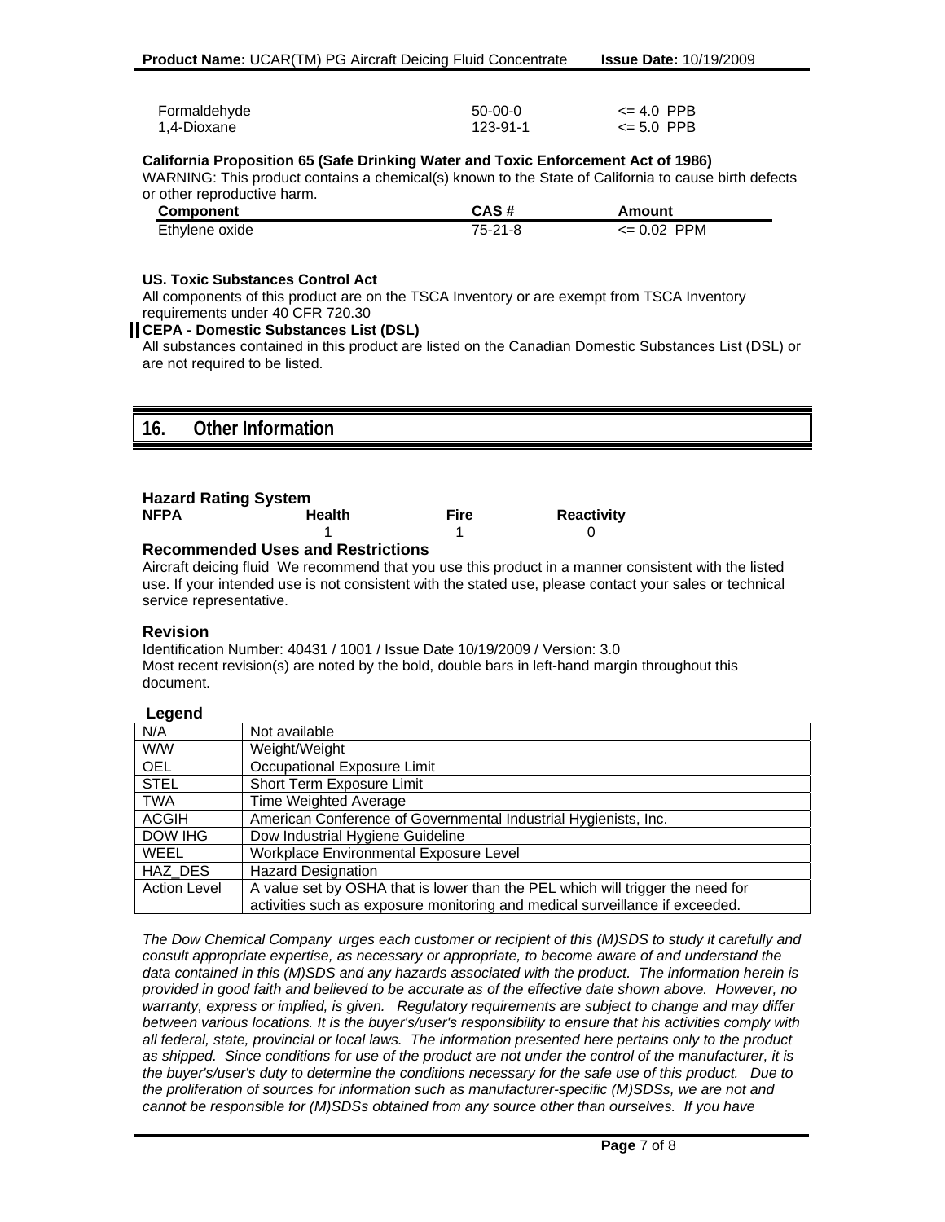| | | |
|---|---|---|
| Formaldehyde | 50-00-0 | <= 4.0 PPB |
| 1,4-Dioxane | 123-91-1 | <= 5.0 PPB |

**California Proposition 65 (Safe Drinking Water and Toxic Enforcement Act of 1986)**

WARNING: This product contains a chemical(s) known to the State of California to cause birth defects or other reproductive harm.

| Component | CAS # | Amount |
|---|---|---|
| Ethylene oxide | 75-21-8 | <= 0.02 PPM |

**US. Toxic Substances Control Act**

All components of this product are on the TSCA Inventory or are exempt from TSCA Inventory requirements under 40 CFR 720.30

**CEPA - Domestic Substances List (DSL)**

All substances contained in this product are listed on the Canadian Domestic Substances List (DSL) or are not required to be listed.

## 16. Other Information

### Hazard Rating System

| NFPA | Health | Fire | Reactivity |
|---|---|---|---|
| | 1 | 1 | 0 |

### Recommended Uses and Restrictions

Aircraft deicing fluid We recommend that you use this product in a manner consistent with the listed use. If your intended use is not consistent with the stated use, please contact your sales or technical service representative.

### Revision

Identification Number: 40431 / 1001 / Issue Date 10/19/2009 / Version: 3.0

Most recent revision(s) are noted by the bold, double bars in left-hand margin throughout this document.

### Legend

| | |
|---|---|
| N/A | Not available |
| W/W | Weight/Weight |
| OEL | Occupational Exposure Limit |
| STEL | Short Term Exposure Limit |
| TWA | Time Weighted Average |
| ACGIH | American Conference of Governmental Industrial Hygienists, Inc. |
| DOW IHG | Dow Industrial Hygiene Guideline |
| WEEL | Workplace Environmental Exposure Level |
| HAZ_DES | Hazard Designation |
| Action Level | A value set by OSHA that is lower than the PEL which will trigger the need for activities such as exposure monitoring and medical surveillance if exceeded. |

*The Dow Chemical Company urges each customer or recipient of this (M)SDS to study it carefully and consult appropriate expertise, as necessary or appropriate, to become aware of and understand the data contained in this (M)SDS and any hazards associated with the product. The information herein is provided in good faith and believed to be accurate as of the effective date shown above. However, no warranty, express or implied, is given. Regulatory requirements are subject to change and may differ between various locations. It is the buyer's/user's responsibility to ensure that his activities comply with all federal, state, provincial or local laws. The information presented here pertains only to the product as shipped. Since conditions for use of the product are not under the control of the manufacturer, it is the buyer's/user's duty to determine the conditions necessary for the safe use of this product. Due to the proliferation of sources for information such as manufacturer-specific (M)SDSs, we are not and cannot be responsible for (M)SDSs obtained from any source other than ourselves. If you have*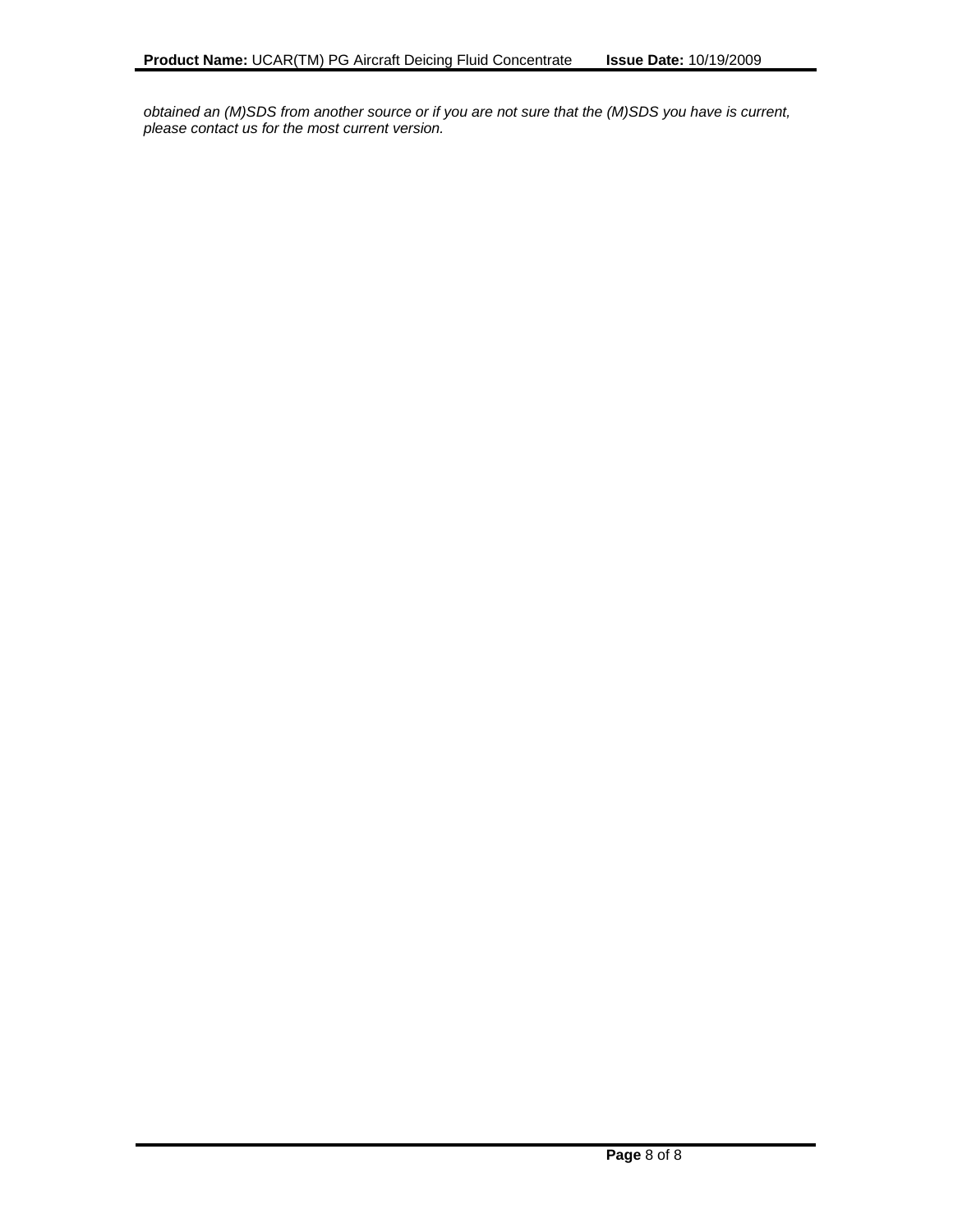*obtained an (M)SDS from another source or if you are not sure that the (M)SDS you have is current, please contact us for the most current version.*